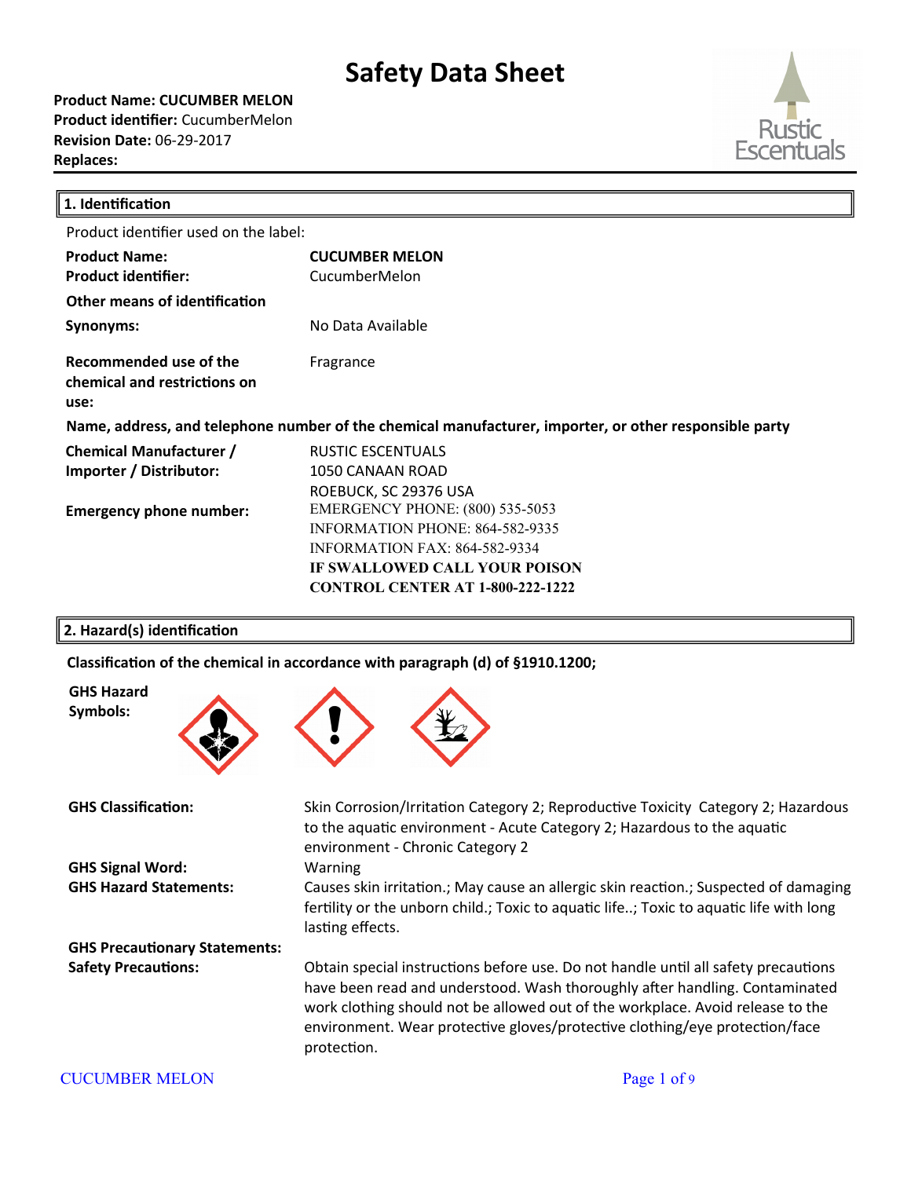# Safety Data Sheet

**Product Name: CUCUMBER MELON**
**Product identifier:** CucumberMelon
**Revision Date:** 06-29-2017
**Replaces:**

## 1. Identification

Product identifier used on the label:

| | |
|---|---|
| **Product Name:** | **CUCUMBER MELON** |
| **Product identifier:** | CucumberMelon |
| **Other means of identification** | |
| **Synonyms:** | No Data Available |
| **Recommended use of the chemical and restrictions on use:** | Fragrance |

**Name, address, and telephone number of the chemical manufacturer, importer, or other responsible party**

| | |
|---|---|
| **Chemical Manufacturer / Importer / Distributor:** | RUSTIC ESCENTUALS<br>1050 CANAAN ROAD<br>ROEBUCK, SC 29376 USA |
| **Emergency phone number:** | EMERGENCY PHONE: (800) 535-5053<br>INFORMATION PHONE: 864-582-9335<br>INFORMATION FAX: 864-582-9334<br>**IF SWALLOWED CALL YOUR POISON CONTROL CENTER AT 1-800-222-1222** |

## 2. Hazard(s) identification

**Classification of the chemical in accordance with paragraph (d) of §1910.1200;**

**GHS Hazard Symbols:**

| | |
|---|---|
| **GHS Classification:** | Skin Corrosion/Irritation Category 2; Reproductive Toxicity Category 2; Hazardous to the aquatic environment - Acute Category 2; Hazardous to the aquatic environment - Chronic Category 2 |
| **GHS Signal Word:** | Warning |
| **GHS Hazard Statements:** | Causes skin irritation.; May cause an allergic skin reaction.; Suspected of damaging fertility or the unborn child.; Toxic to aquatic life..; Toxic to aquatic life with long lasting effects. |
| **GHS Precautionary Statements:** | |
| **Safety Precautions:** | Obtain special instructions before use. Do not handle until all safety precautions have been read and understood. Wash thoroughly after handling. Contaminated work clothing should not be allowed out of the workplace. Avoid release to the environment. Wear protective gloves/protective clothing/eye protection/face protection. |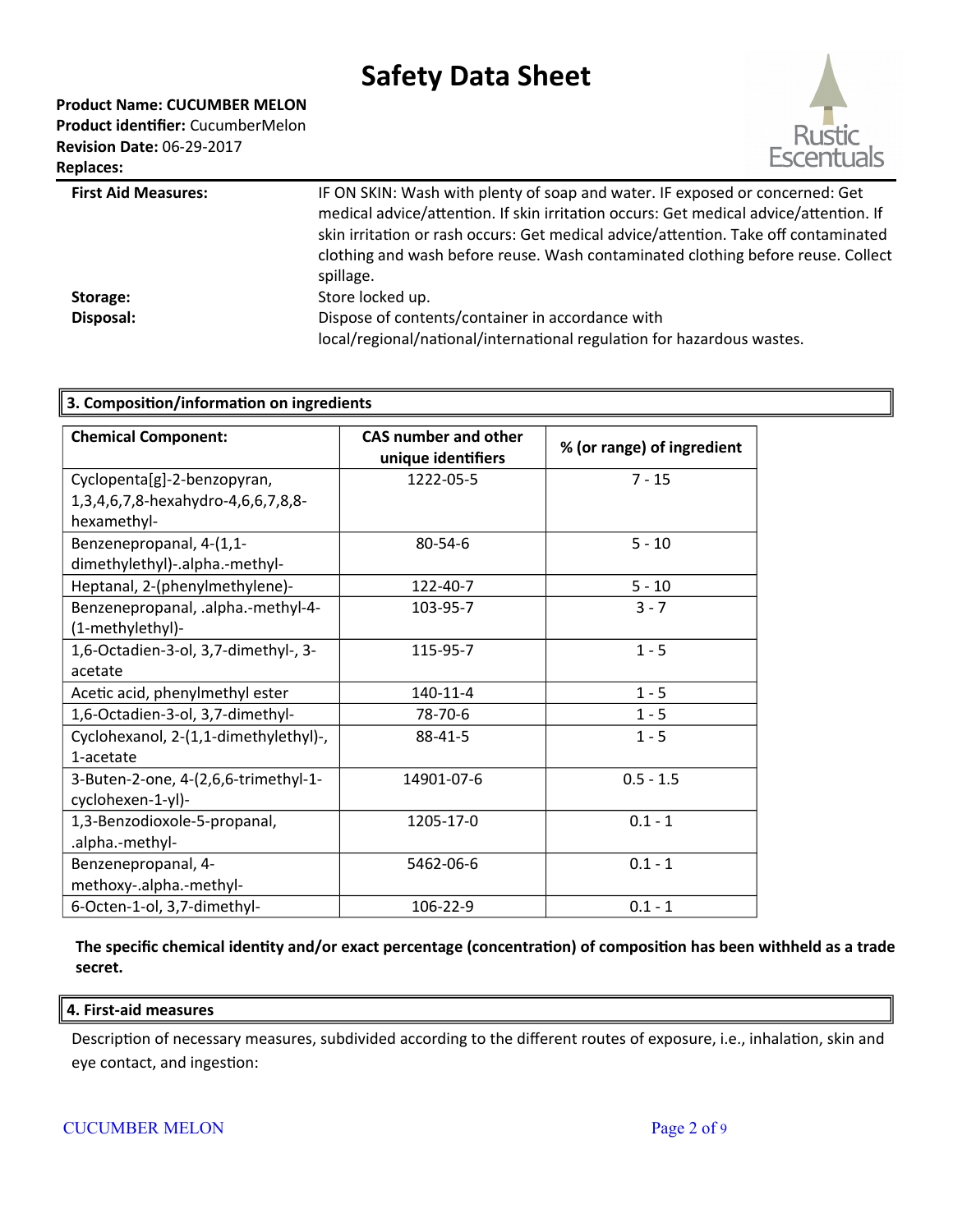| | |
|---|---|
| **First Aid Measures:** | IF ON SKIN: Wash with plenty of soap and water. IF exposed or concerned: Get medical advice/attention. If skin irritation occurs: Get medical advice/attention. If skin irritation or rash occurs: Get medical advice/attention. Take off contaminated clothing and wash before reuse. Wash contaminated clothing before reuse. Collect spillage. |
| **Storage:** | Store locked up. |
| **Disposal:** | Dispose of contents/container in accordance with local/regional/national/international regulation for hazardous wastes. |

## 3. Composition/information on ingredients

| Chemical Component: | CAS number and other unique identifiers | % (or range) of ingredient |
|---|---|---|
| Cyclopenta[g]-2-benzopyran, 1,3,4,6,7,8-hexahydro-4,6,6,7,8,8-hexamethyl- | 1222-05-5 | 7 - 15 |
| Benzenepropanal, 4-(1,1-dimethylethyl)-.alpha.-methyl- | 80-54-6 | 5 - 10 |
| Heptanal, 2-(phenylmethylene)- | 122-40-7 | 5 - 10 |
| Benzenepropanal, .alpha.-methyl-4-(1-methylethyl)- | 103-95-7 | 3 - 7 |
| 1,6-Octadien-3-ol, 3,7-dimethyl-, 3-acetate | 115-95-7 | 1 - 5 |
| Acetic acid, phenylmethyl ester | 140-11-4 | 1 - 5 |
| 1,6-Octadien-3-ol, 3,7-dimethyl- | 78-70-6 | 1 - 5 |
| Cyclohexanol, 2-(1,1-dimethylethyl)-, 1-acetate | 88-41-5 | 1 - 5 |
| 3-Buten-2-one, 4-(2,6,6-trimethyl-1-cyclohexen-1-yl)- | 14901-07-6 | 0.5 - 1.5 |
| 1,3-Benzodioxole-5-propanal, .alpha.-methyl- | 1205-17-0 | 0.1 - 1 |
| Benzenepropanal, 4-methoxy-.alpha.-methyl- | 5462-06-6 | 0.1 - 1 |
| 6-Octen-1-ol, 3,7-dimethyl- | 106-22-9 | 0.1 - 1 |

**The specific chemical identity and/or exact percentage (concentration) of composition has been withheld as a trade secret.**

## 4. First-aid measures

Description of necessary measures, subdivided according to the different routes of exposure, i.e., inhalation, skin and eye contact, and ingestion: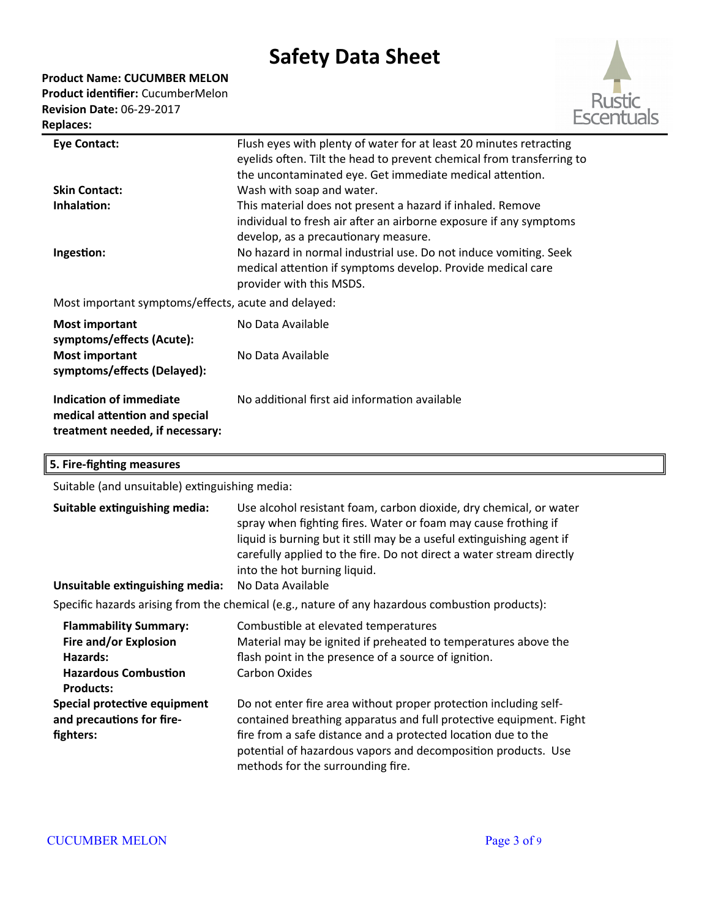| | |
|---|---|
| **Eye Contact:** | Flush eyes with plenty of water for at least 20 minutes retracting eyelids often. Tilt the head to prevent chemical from transferring to the uncontaminated eye. Get immediate medical attention. |
| **Skin Contact:** | Wash with soap and water. |
| **Inhalation:** | This material does not present a hazard if inhaled. Remove individual to fresh air after an airborne exposure if any symptoms develop, as a precautionary measure. |
| **Ingestion:** | No hazard in normal industrial use. Do not induce vomiting. Seek medical attention if symptoms develop. Provide medical care provider with this MSDS. |

Most important symptoms/effects, acute and delayed:

| | |
|---|---|
| **Most important symptoms/effects (Acute):** | No Data Available |
| **Most important symptoms/effects (Delayed):** | No Data Available |
| **Indication of immediate medical attention and special treatment needed, if necessary:** | No additional first aid information available |

## 5. Fire-fighting measures

Suitable (and unsuitable) extinguishing media:

| | |
|---|---|
| **Suitable extinguishing media:** | Use alcohol resistant foam, carbon dioxide, dry chemical, or water spray when fighting fires. Water or foam may cause frothing if liquid is burning but it still may be a useful extinguishing agent if carefully applied to the fire. Do not direct a water stream directly into the hot burning liquid. |
| **Unsuitable extinguishing media:** | No Data Available |

Specific hazards arising from the chemical (e.g., nature of any hazardous combustion products):

| | |
|---|---|
| **Flammability Summary:** | Combustible at elevated temperatures |
| **Fire and/or Explosion Hazards:** | Material may be ignited if preheated to temperatures above the flash point in the presence of a source of ignition. |
| **Hazardous Combustion Products:** | Carbon Oxides |
| **Special protective equipment and precautions for fire-fighters:** | Do not enter fire area without proper protection including self-contained breathing apparatus and full protective equipment. Fight fire from a safe distance and a protected location due to the potential of hazardous vapors and decomposition products. Use methods for the surrounding fire. |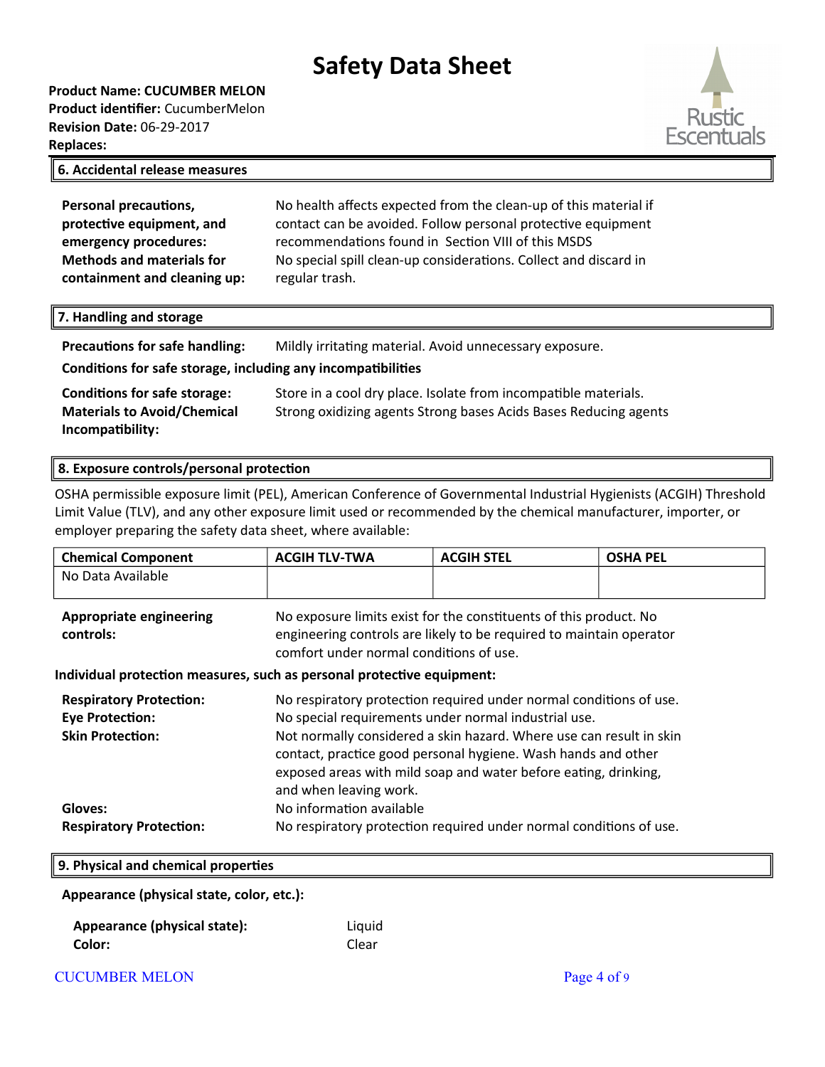## 6. Accidental release measures

**Personal precautions, protective equipment, and emergency procedures:** No health affects expected from the clean-up of this material if contact can be avoided. Follow personal protective equipment recommendations found in Section VIII of this MSDS

**Methods and materials for containment and cleaning up:** No special spill clean-up considerations. Collect and discard in regular trash.

## 7. Handling and storage

**Precautions for safe handling:** Mildly irritating material. Avoid unnecessary exposure.

**Conditions for safe storage, including any incompatibilities**

**Conditions for safe storage:** Store in a cool dry place. Isolate from incompatible materials.

**Materials to Avoid/Chemical Incompatibility:** Strong oxidizing agents Strong bases Acids Bases Reducing agents

## 8. Exposure controls/personal protection

OSHA permissible exposure limit (PEL), American Conference of Governmental Industrial Hygienists (ACGIH) Threshold Limit Value (TLV), and any other exposure limit used or recommended by the chemical manufacturer, importer, or employer preparing the safety data sheet, where available:

| Chemical Component | ACGIH TLV-TWA | ACGIH STEL | OSHA PEL |
|---|---|---|---|
| No Data Available | | | |

**Appropriate engineering controls:** No exposure limits exist for the constituents of this product. No engineering controls are likely to be required to maintain operator comfort under normal conditions of use.

**Individual protection measures, such as personal protective equipment:**

**Respiratory Protection:** No respiratory protection required under normal conditions of use.

**Eye Protection:** No special requirements under normal industrial use.

**Skin Protection:** Not normally considered a skin hazard. Where use can result in skin contact, practice good personal hygiene. Wash hands and other exposed areas with mild soap and water before eating, drinking, and when leaving work.

**Gloves:** No information available

**Respiratory Protection:** No respiratory protection required under normal conditions of use.

## 9. Physical and chemical properties

**Appearance (physical state, color, etc.):**

**Appearance (physical state):** Liquid

**Color:** Clear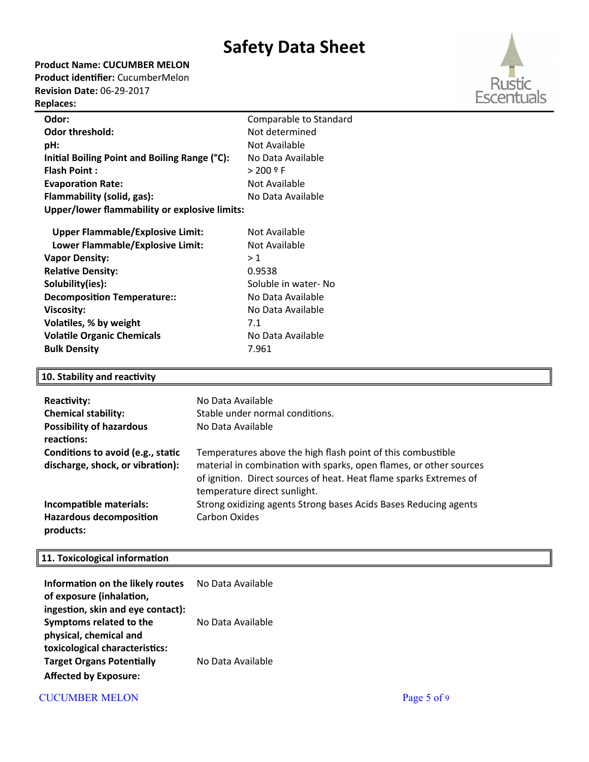# Safety Data Sheet

**Product Name: CUCUMBER MELON**
**Product identifier:** CucumberMelon
**Revision Date:** 06-29-2017
**Replaces:**

| | |
|---|---|
| **Odor:** | Comparable to Standard |
| **Odor threshold:** | Not determined |
| **pH:** | Not Available |
| **Initial Boiling Point and Boiling Range (°C):** | No Data Available |
| **Flash Point :** | > 200 º F |
| **Evaporation Rate:** | Not Available |
| **Flammability (solid, gas):** | No Data Available |
| **Upper/lower flammability or explosive limits:** | |
| **Upper Flammable/Explosive Limit:** | Not Available |
| **Lower Flammable/Explosive Limit:** | Not Available |
| **Vapor Density:** | > 1 |
| **Relative Density:** | 0.9538 |
| **Solubility(ies):** | Soluble in water- No |
| **Decomposition Temperature::** | No Data Available |
| **Viscosity:** | No Data Available |
| **Volatiles, % by weight** | 7.1 |
| **Volatile Organic Chemicals** | No Data Available |
| **Bulk Density** | 7.961 |

## 10. Stability and reactivity

| | |
|---|---|
| **Reactivity:** | No Data Available |
| **Chemical stability:** | Stable under normal conditions. |
| **Possibility of hazardous reactions:** | No Data Available |
| **Conditions to avoid (e.g., static discharge, shock, or vibration):** | Temperatures above the high flash point of this combustible material in combination with sparks, open flames, or other sources of ignition. Direct sources of heat. Heat flame sparks Extremes of temperature direct sunlight. |
| **Incompatible materials:** | Strong oxidizing agents Strong bases Acids Bases Reducing agents |
| **Hazardous decomposition products:** | Carbon Oxides |

## 11. Toxicological information

| | |
|---|---|
| **Information on the likely routes of exposure (inhalation, ingestion, skin and eye contact):** | No Data Available |
| **Symptoms related to the physical, chemical and toxicological characteristics:** | No Data Available |
| **Target Organs Potentially Affected by Exposure:** | No Data Available |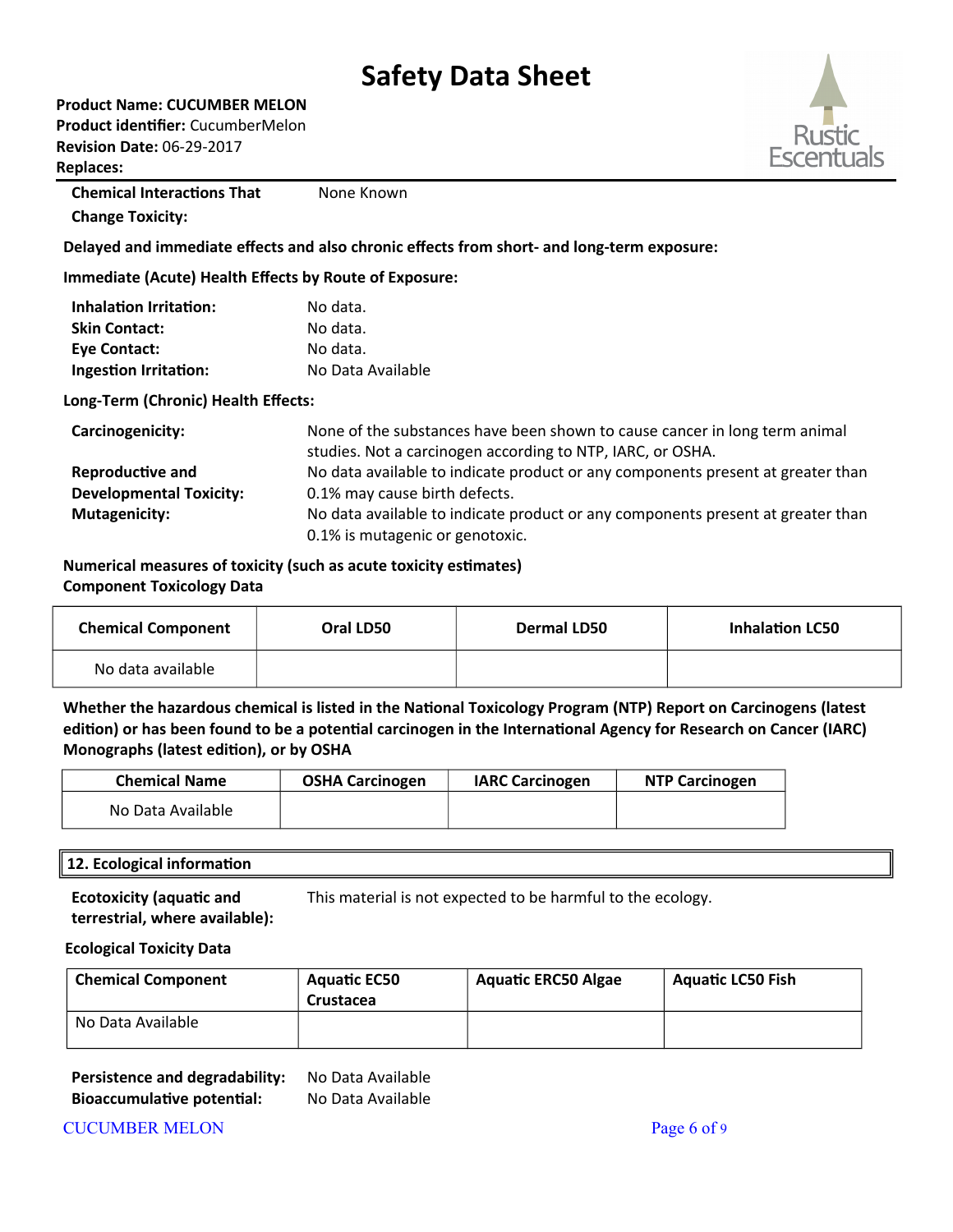**Chemical Interactions That Change Toxicity:** None Known

**Delayed and immediate effects and also chronic effects from short- and long-term exposure:**

**Immediate (Acute) Health Effects by Route of Exposure:**

**Inhalation Irritation:** No data.
**Skin Contact:** No data.
**Eye Contact:** No data.
**Ingestion Irritation:** No Data Available

**Long-Term (Chronic) Health Effects:**

**Carcinogenicity:** None of the substances have been shown to cause cancer in long term animal studies. Not a carcinogen according to NTP, IARC, or OSHA.

**Reproductive and Developmental Toxicity:** No data available to indicate product or any components present at greater than 0.1% may cause birth defects.

**Mutagenicity:** No data available to indicate product or any components present at greater than 0.1% is mutagenic or genotoxic.

**Numerical measures of toxicity (such as acute toxicity estimates)**
**Component Toxicology Data**

| Chemical Component | Oral LD50 | Dermal LD50 | Inhalation LC50 |
|---|---|---|---|
| No data available | | | |

**Whether the hazardous chemical is listed in the National Toxicology Program (NTP) Report on Carcinogens (latest edition) or has been found to be a potential carcinogen in the International Agency for Research on Cancer (IARC) Monographs (latest edition), or by OSHA**

| Chemical Name | OSHA Carcinogen | IARC Carcinogen | NTP Carcinogen |
|---|---|---|---|
| No Data Available | | | |

## 12. Ecological information

**Ecotoxicity (aquatic and terrestrial, where available):** This material is not expected to be harmful to the ecology.

**Ecological Toxicity Data**

| Chemical Component | Aquatic EC50 Crustacea | Aquatic ERC50 Algae | Aquatic LC50 Fish |
|---|---|---|---|
| No Data Available | | | |

**Persistence and degradability:** No Data Available
**Bioaccumulative potential:** No Data Available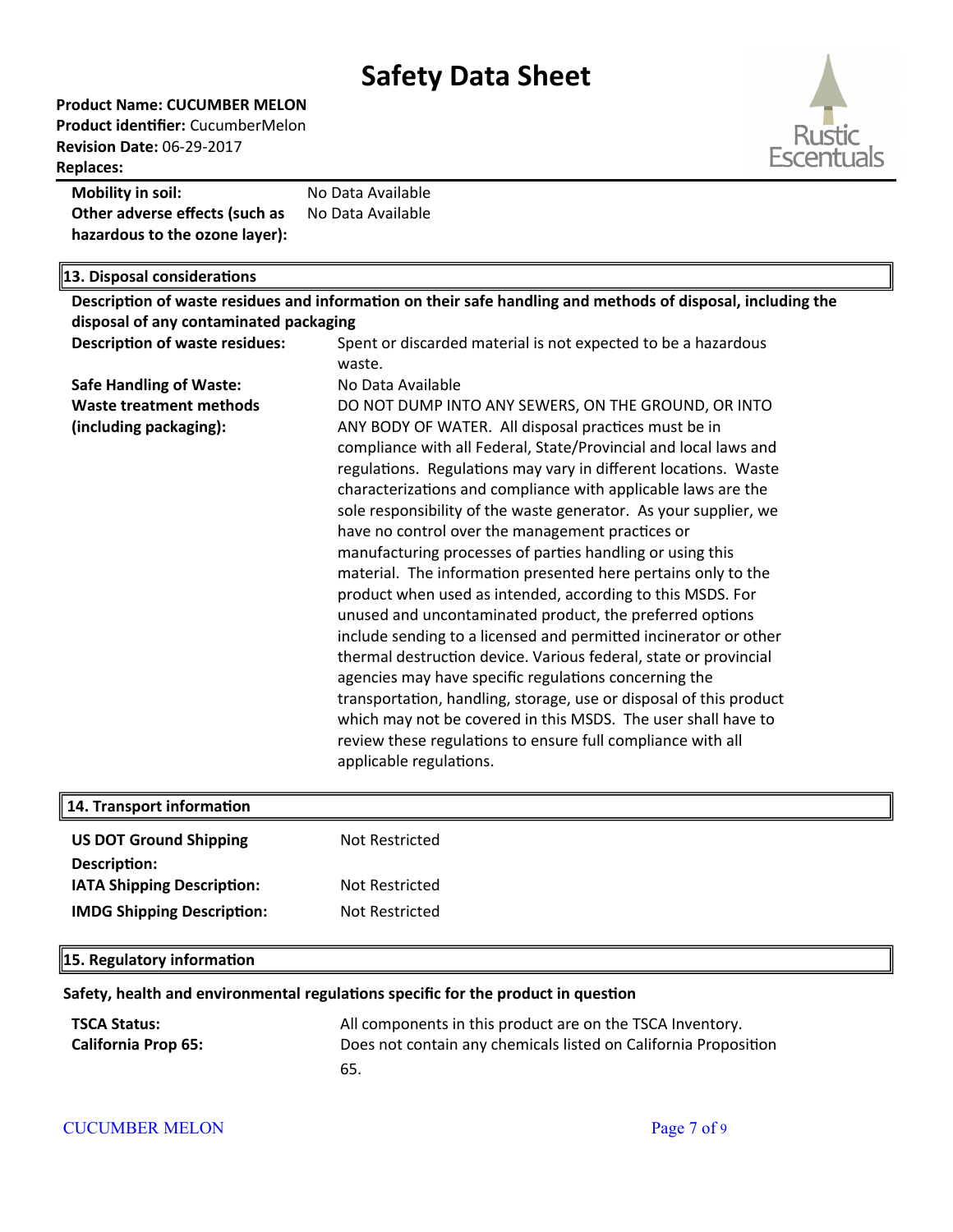# Safety Data Sheet

**Product Name: CUCUMBER MELON**
**Product identifier:** CucumberMelon
**Revision Date:** 06-29-2017
**Replaces:**

| | |
|---|---|
| **Mobility in soil:** | No Data Available |
| **Other adverse effects (such as hazardous to the ozone layer):** | No Data Available |

## 13. Disposal considerations

**Description of waste residues and information on their safe handling and methods of disposal, including the disposal of any contaminated packaging**

| | |
|---|---|
| **Description of waste residues:** | Spent or discarded material is not expected to be a hazardous waste. |
| **Safe Handling of Waste:** | No Data Available |
| **Waste treatment methods (including packaging):** | DO NOT DUMP INTO ANY SEWERS, ON THE GROUND, OR INTO ANY BODY OF WATER. All disposal practices must be in compliance with all Federal, State/Provincial and local laws and regulations. Regulations may vary in different locations. Waste characterizations and compliance with applicable laws are the sole responsibility of the waste generator. As your supplier, we have no control over the management practices or manufacturing processes of parties handling or using this material. The information presented here pertains only to the product when used as intended, according to this MSDS. For unused and uncontaminated product, the preferred options include sending to a licensed and permitted incinerator or other thermal destruction device. Various federal, state or provincial agencies may have specific regulations concerning the transportation, handling, storage, use or disposal of this product which may not be covered in this MSDS. The user shall have to review these regulations to ensure full compliance with all applicable regulations. |

## 14. Transport information

| | |
|---|---|
| **US DOT Ground Shipping Description:** | Not Restricted |
| **IATA Shipping Description:** | Not Restricted |
| **IMDG Shipping Description:** | Not Restricted |

## 15. Regulatory information

**Safety, health and environmental regulations specific for the product in question**

| | |
|---|---|
| **TSCA Status:** | All components in this product are on the TSCA Inventory. |
| **California Prop 65:** | Does not contain any chemicals listed on California Proposition 65. |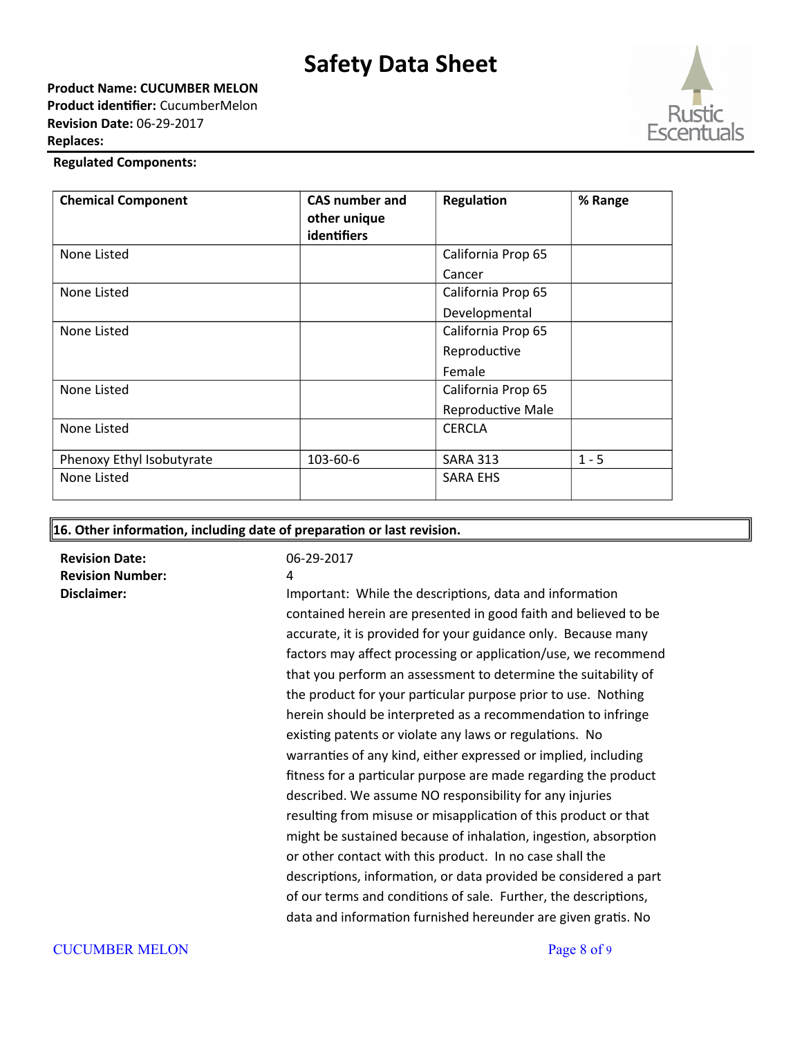**Regulated Components:**

| Chemical Component | CAS number and other unique identifiers | Regulation | % Range |
|---|---|---|---|
| None Listed | | California Prop 65 Cancer | |
| None Listed | | California Prop 65 Developmental | |
| None Listed | | California Prop 65 Reproductive Female | |
| None Listed | | California Prop 65 Reproductive Male | |
| None Listed | | CERCLA | |
| Phenoxy Ethyl Isobutyrate | 103-60-6 | SARA 313 | 1 - 5 |
| None Listed | | SARA EHS | |

## 16. Other information, including date of preparation or last revision.

**Revision Date:** 06-29-2017

**Revision Number:** 4

**Disclaimer:** Important: While the descriptions, data and information contained herein are presented in good faith and believed to be accurate, it is provided for your guidance only. Because many factors may affect processing or application/use, we recommend that you perform an assessment to determine the suitability of the product for your particular purpose prior to use. Nothing herein should be interpreted as a recommendation to infringe existing patents or violate any laws or regulations. No warranties of any kind, either expressed or implied, including fitness for a particular purpose are made regarding the product described. We assume NO responsibility for any injuries resulting from misuse or misapplication of this product or that might be sustained because of inhalation, ingestion, absorption or other contact with this product. In no case shall the descriptions, information, or data provided be considered a part of our terms and conditions of sale. Further, the descriptions, data and information furnished hereunder are given gratis. No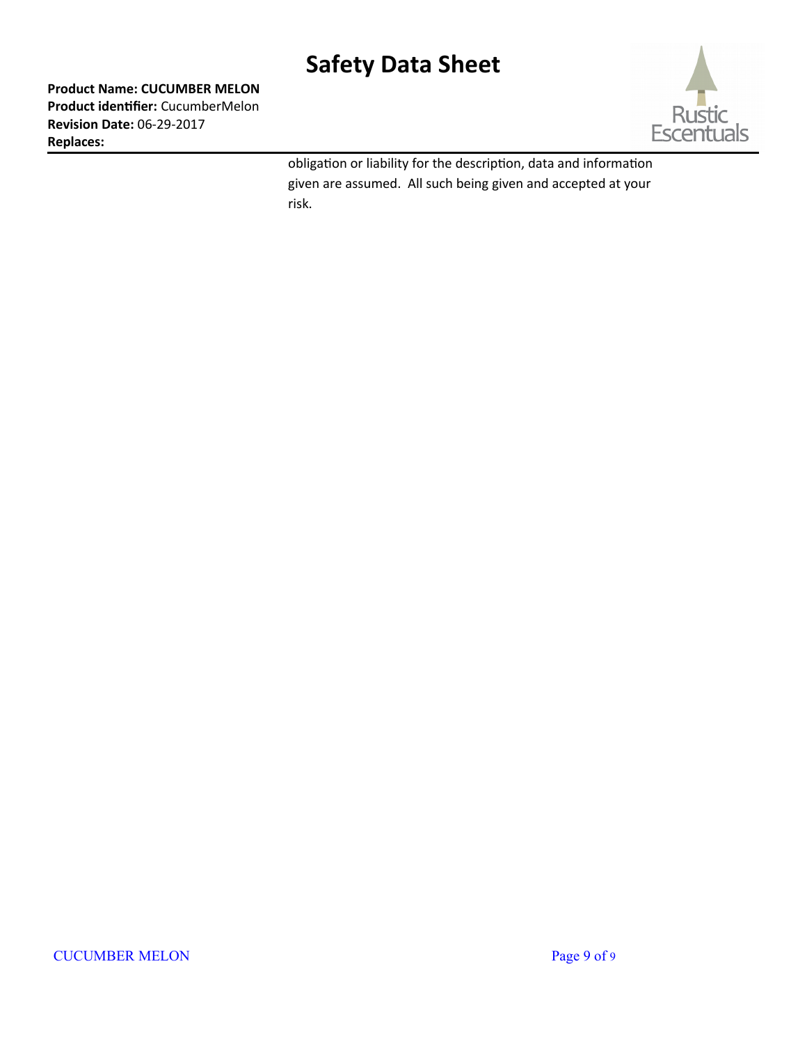obligation or liability for the description, data and information given are assumed. All such being given and accepted at your risk.